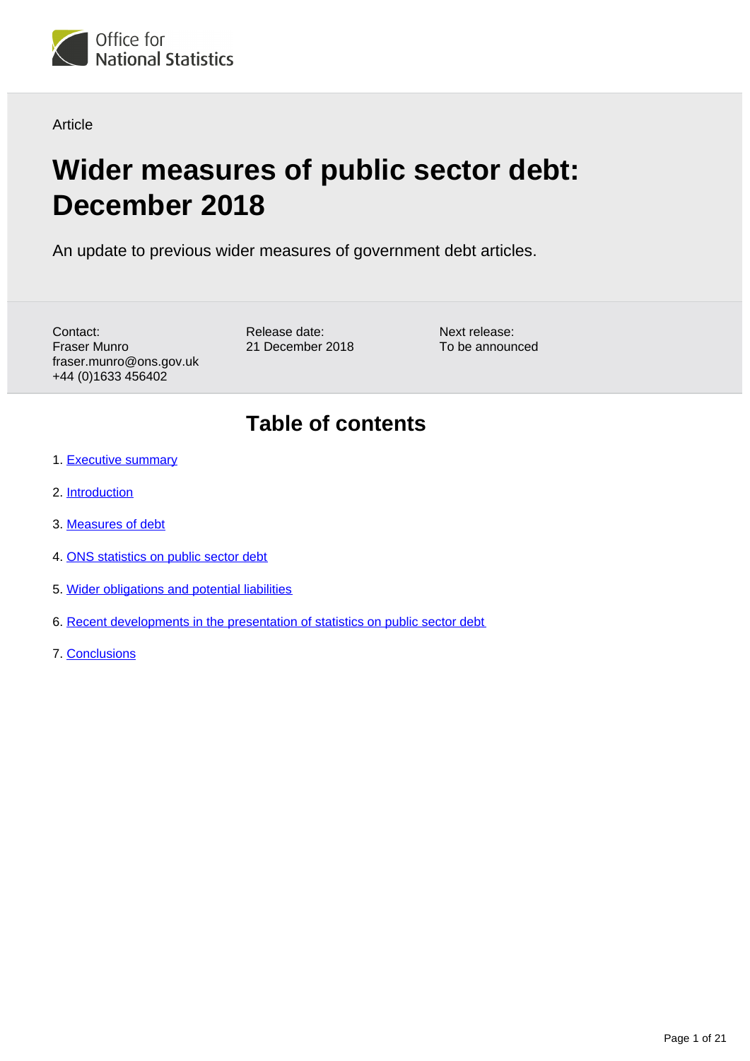Office for National Statistics

Article

# Wider measures of public sector debt: December 2018

An update to previous wider measures of government debt articles.

Contact:
Fraser Munro
fraser.munro@ons.gov.uk
+44 (0)1633 456402

Release date:
21 December 2018

Next release:
To be announced

## Table of contents

1. Executive summary
2. Introduction
3. Measures of debt
4. ONS statistics on public sector debt
5. Wider obligations and potential liabilities
6. Recent developments in the presentation of statistics on public sector debt
7. Conclusions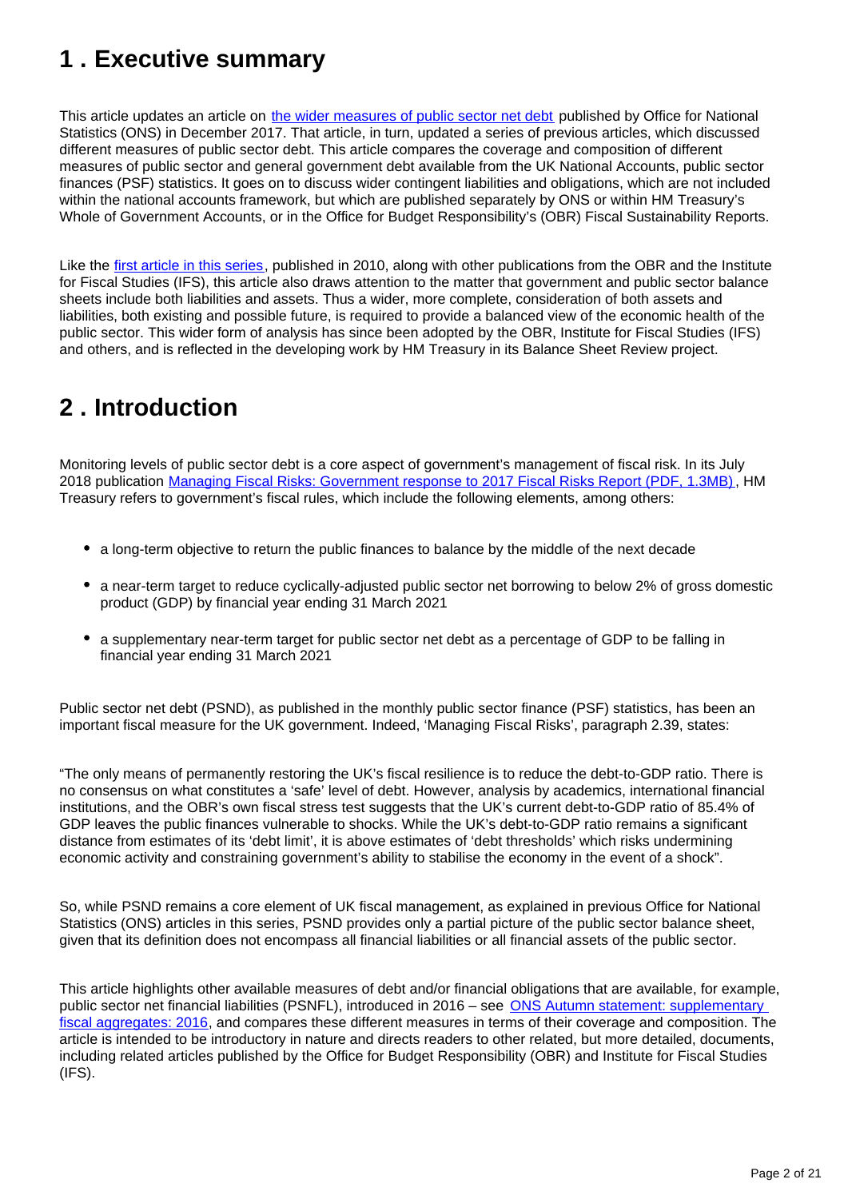## 1 . Executive summary

This article updates an article on [the wider measures of public sector net debt](#) published by Office for National Statistics (ONS) in December 2017. That article, in turn, updated a series of previous articles, which discussed different measures of public sector debt. This article compares the coverage and composition of different measures of public sector and general government debt available from the UK National Accounts, public sector finances (PSF) statistics. It goes on to discuss wider contingent liabilities and obligations, which are not included within the national accounts framework, but which are published separately by ONS or within HM Treasury's Whole of Government Accounts, or in the Office for Budget Responsibility's (OBR) Fiscal Sustainability Reports.

Like the [first article in this series](#), published in 2010, along with other publications from the OBR and the Institute for Fiscal Studies (IFS), this article also draws attention to the matter that government and public sector balance sheets include both liabilities and assets. Thus a wider, more complete, consideration of both assets and liabilities, both existing and possible future, is required to provide a balanced view of the economic health of the public sector. This wider form of analysis has since been adopted by the OBR, Institute for Fiscal Studies (IFS) and others, and is reflected in the developing work by HM Treasury in its Balance Sheet Review project.

## 2 . Introduction

Monitoring levels of public sector debt is a core aspect of government's management of fiscal risk. In its July 2018 publication [Managing Fiscal Risks: Government response to 2017 Fiscal Risks Report (PDF, 1.3MB)](#), HM Treasury refers to government's fiscal rules, which include the following elements, among others:

- a long-term objective to return the public finances to balance by the middle of the next decade
- a near-term target to reduce cyclically-adjusted public sector net borrowing to below 2% of gross domestic product (GDP) by financial year ending 31 March 2021
- a supplementary near-term target for public sector net debt as a percentage of GDP to be falling in financial year ending 31 March 2021

Public sector net debt (PSND), as published in the monthly public sector finance (PSF) statistics, has been an important fiscal measure for the UK government. Indeed, 'Managing Fiscal Risks', paragraph 2.39, states:

"The only means of permanently restoring the UK's fiscal resilience is to reduce the debt-to-GDP ratio. There is no consensus on what constitutes a 'safe' level of debt. However, analysis by academics, international financial institutions, and the OBR's own fiscal stress test suggests that the UK's current debt-to-GDP ratio of 85.4% of GDP leaves the public finances vulnerable to shocks. While the UK's debt-to-GDP ratio remains a significant distance from estimates of its 'debt limit', it is above estimates of 'debt thresholds' which risks undermining economic activity and constraining government's ability to stabilise the economy in the event of a shock".

So, while PSND remains a core element of UK fiscal management, as explained in previous Office for National Statistics (ONS) articles in this series, PSND provides only a partial picture of the public sector balance sheet, given that its definition does not encompass all financial liabilities or all financial assets of the public sector.

This article highlights other available measures of debt and/or financial obligations that are available, for example, public sector net financial liabilities (PSNFL), introduced in 2016 – see [ONS Autumn statement: supplementary fiscal aggregates: 2016](#), and compares these different measures in terms of their coverage and composition. The article is intended to be introductory in nature and directs readers to other related, but more detailed, documents, including related articles published by the Office for Budget Responsibility (OBR) and Institute for Fiscal Studies (IFS).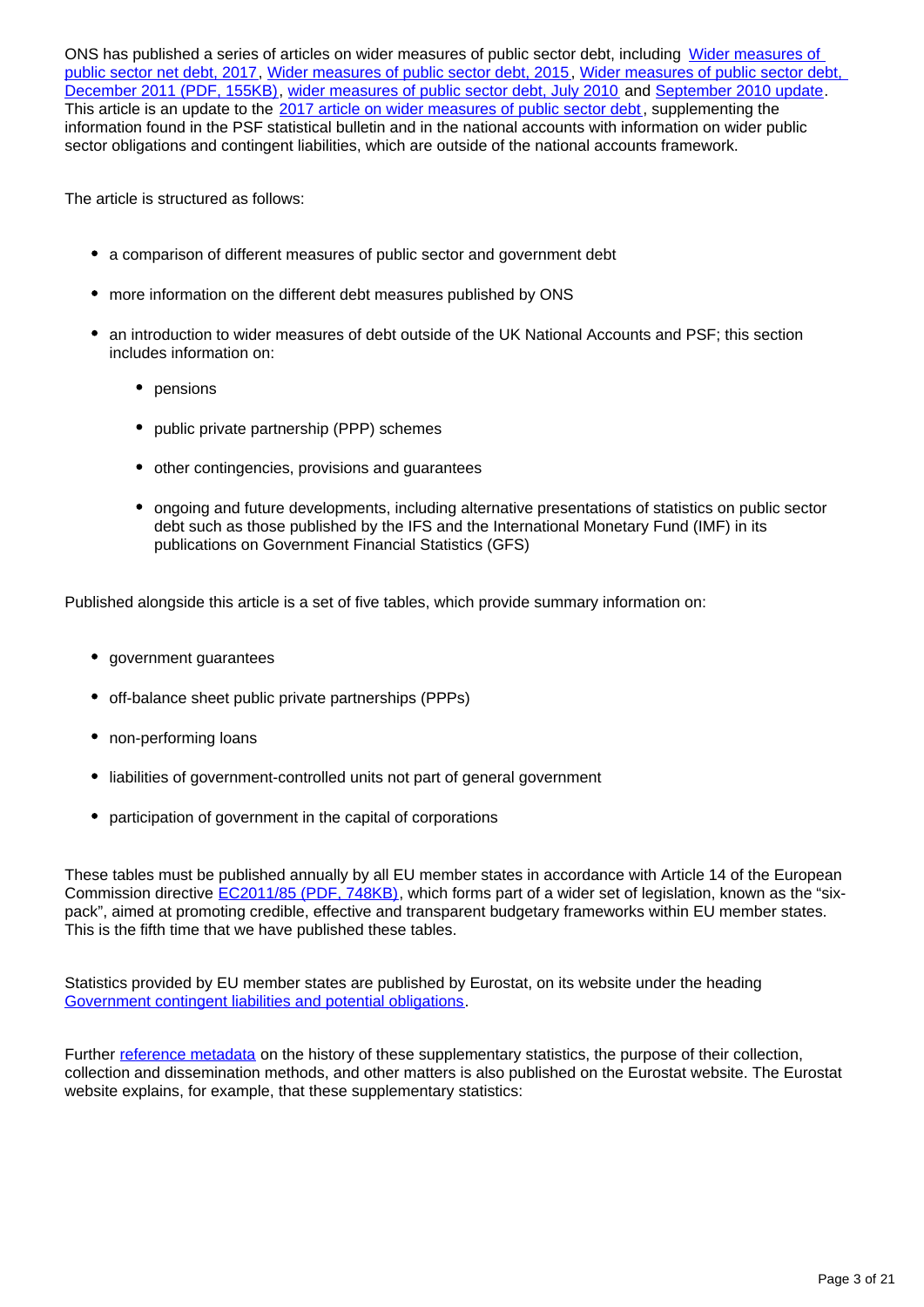ONS has published a series of articles on wider measures of public sector debt, including Wider measures of public sector net debt, 2017, Wider measures of public sector debt, 2015, Wider measures of public sector debt, December 2011 (PDF, 155KB), wider measures of public sector debt, July 2010 and September 2010 update. This article is an update to the 2017 article on wider measures of public sector debt, supplementing the information found in the PSF statistical bulletin and in the national accounts with information on wider public sector obligations and contingent liabilities, which are outside of the national accounts framework.

The article is structured as follows:

- a comparison of different measures of public sector and government debt
- more information on the different debt measures published by ONS
- an introduction to wider measures of debt outside of the UK National Accounts and PSF; this section includes information on:
  - pensions
  - public private partnership (PPP) schemes
  - other contingencies, provisions and guarantees
  - ongoing and future developments, including alternative presentations of statistics on public sector debt such as those published by the IFS and the International Monetary Fund (IMF) in its publications on Government Financial Statistics (GFS)

Published alongside this article is a set of five tables, which provide summary information on:

- government guarantees
- off-balance sheet public private partnerships (PPPs)
- non-performing loans
- liabilities of government-controlled units not part of general government
- participation of government in the capital of corporations

These tables must be published annually by all EU member states in accordance with Article 14 of the European Commission directive EC2011/85 (PDF, 748KB), which forms part of a wider set of legislation, known as the “six-pack”, aimed at promoting credible, effective and transparent budgetary frameworks within EU member states. This is the fifth time that we have published these tables.

Statistics provided by EU member states are published by Eurostat, on its website under the heading Government contingent liabilities and potential obligations.

Further reference metadata on the history of these supplementary statistics, the purpose of their collection, collection and dissemination methods, and other matters is also published on the Eurostat website. The Eurostat website explains, for example, that these supplementary statistics: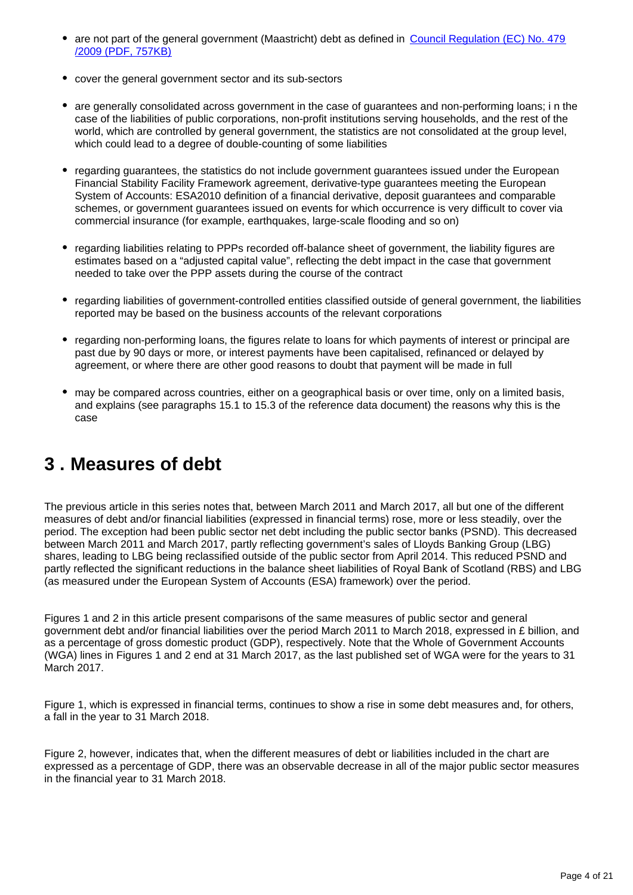- are not part of the general government (Maastricht) debt as defined in [Council Regulation (EC) No. 479/2009 (PDF, 757KB)]
- cover the general government sector and its sub-sectors
- are generally consolidated across government in the case of guarantees and non-performing loans; i n the case of the liabilities of public corporations, non-profit institutions serving households, and the rest of the world, which are controlled by general government, the statistics are not consolidated at the group level, which could lead to a degree of double-counting of some liabilities
- regarding guarantees, the statistics do not include government guarantees issued under the European Financial Stability Facility Framework agreement, derivative-type guarantees meeting the European System of Accounts: ESA2010 definition of a financial derivative, deposit guarantees and comparable schemes, or government guarantees issued on events for which occurrence is very difficult to cover via commercial insurance (for example, earthquakes, large-scale flooding and so on)
- regarding liabilities relating to PPPs recorded off-balance sheet of government, the liability figures are estimates based on a "adjusted capital value", reflecting the debt impact in the case that government needed to take over the PPP assets during the course of the contract
- regarding liabilities of government-controlled entities classified outside of general government, the liabilities reported may be based on the business accounts of the relevant corporations
- regarding non-performing loans, the figures relate to loans for which payments of interest or principal are past due by 90 days or more, or interest payments have been capitalised, refinanced or delayed by agreement, or where there are other good reasons to doubt that payment will be made in full
- may be compared across countries, either on a geographical basis or over time, only on a limited basis, and explains (see paragraphs 15.1 to 15.3 of the reference data document) the reasons why this is the case

# 3 . Measures of debt

The previous article in this series notes that, between March 2011 and March 2017, all but one of the different measures of debt and/or financial liabilities (expressed in financial terms) rose, more or less steadily, over the period. The exception had been public sector net debt including the public sector banks (PSND). This decreased between March 2011 and March 2017, partly reflecting government's sales of Lloyds Banking Group (LBG) shares, leading to LBG being reclassified outside of the public sector from April 2014. This reduced PSND and partly reflected the significant reductions in the balance sheet liabilities of Royal Bank of Scotland (RBS) and LBG (as measured under the European System of Accounts (ESA) framework) over the period.

Figures 1 and 2 in this article present comparisons of the same measures of public sector and general government debt and/or financial liabilities over the period March 2011 to March 2018, expressed in £ billion, and as a percentage of gross domestic product (GDP), respectively. Note that the Whole of Government Accounts (WGA) lines in Figures 1 and 2 end at 31 March 2017, as the last published set of WGA were for the years to 31 March 2017.

Figure 1, which is expressed in financial terms, continues to show a rise in some debt measures and, for others, a fall in the year to 31 March 2018.

Figure 2, however, indicates that, when the different measures of debt or liabilities included in the chart are expressed as a percentage of GDP, there was an observable decrease in all of the major public sector measures in the financial year to 31 March 2018.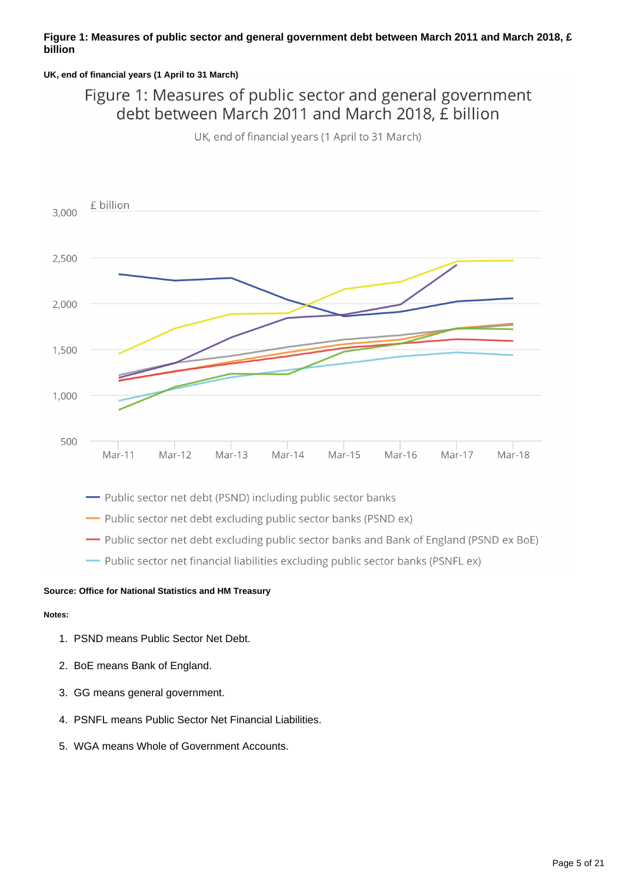**Figure 1: Measures of public sector and general government debt between March 2011 and March 2018, £ billion**

**UK, end of financial years (1 April to 31 March)**

Figure 1: Measures of public sector and general government debt between March 2011 and March 2018, £ billion

UK, end of financial years (1 April to 31 March)

£ billion

3,000
2,500
2,000
1,500
1,000
500

Mar-11 Mar-12 Mar-13 Mar-14 Mar-15 Mar-16 Mar-17 Mar-18

- Public sector net debt (PSND) including public sector banks
- Public sector net debt excluding public sector banks (PSND ex)
- Public sector net debt excluding public sector banks and Bank of England (PSND ex BoE)
- Public sector net financial liabilities excluding public sector banks (PSNFL ex)

**Source: Office for National Statistics and HM Treasury**

**Notes:**

1. PSND means Public Sector Net Debt.
2. BoE means Bank of England.
3. GG means general government.
4. PSNFL means Public Sector Net Financial Liabilities.
5. WGA means Whole of Government Accounts.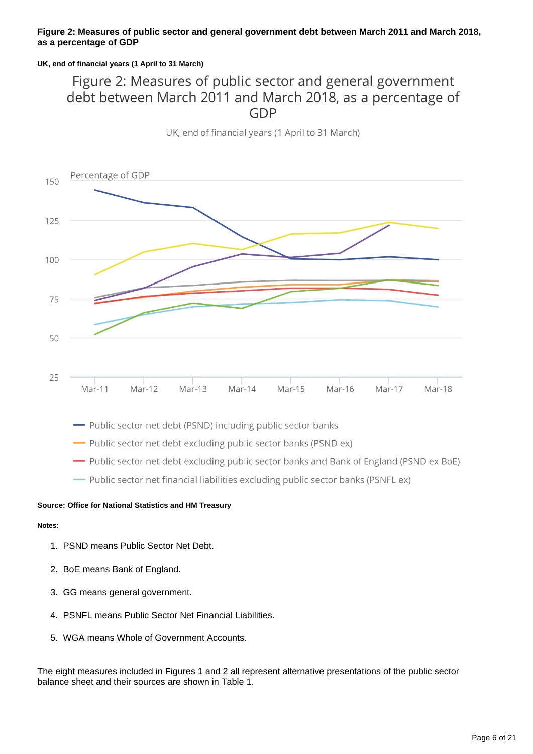**Figure 2: Measures of public sector and general government debt between March 2011 and March 2018, as a percentage of GDP**

**UK, end of financial years (1 April to 31 March)**

Figure 2: Measures of public sector and general government debt between March 2011 and March 2018, as a percentage of GDP

UK, end of financial years (1 April to 31 March)

Percentage of GDP

- Public sector net debt (PSND) including public sector banks
- Public sector net debt excluding public sector banks (PSND ex)
- Public sector net debt excluding public sector banks and Bank of England (PSND ex BoE)
- Public sector net financial liabilities excluding public sector banks (PSNFL ex)

**Source: Office for National Statistics and HM Treasury**

**Notes:**

1. PSND means Public Sector Net Debt.
2. BoE means Bank of England.
3. GG means general government.
4. PSNFL means Public Sector Net Financial Liabilities.
5. WGA means Whole of Government Accounts.

The eight measures included in Figures 1 and 2 all represent alternative presentations of the public sector balance sheet and their sources are shown in Table 1.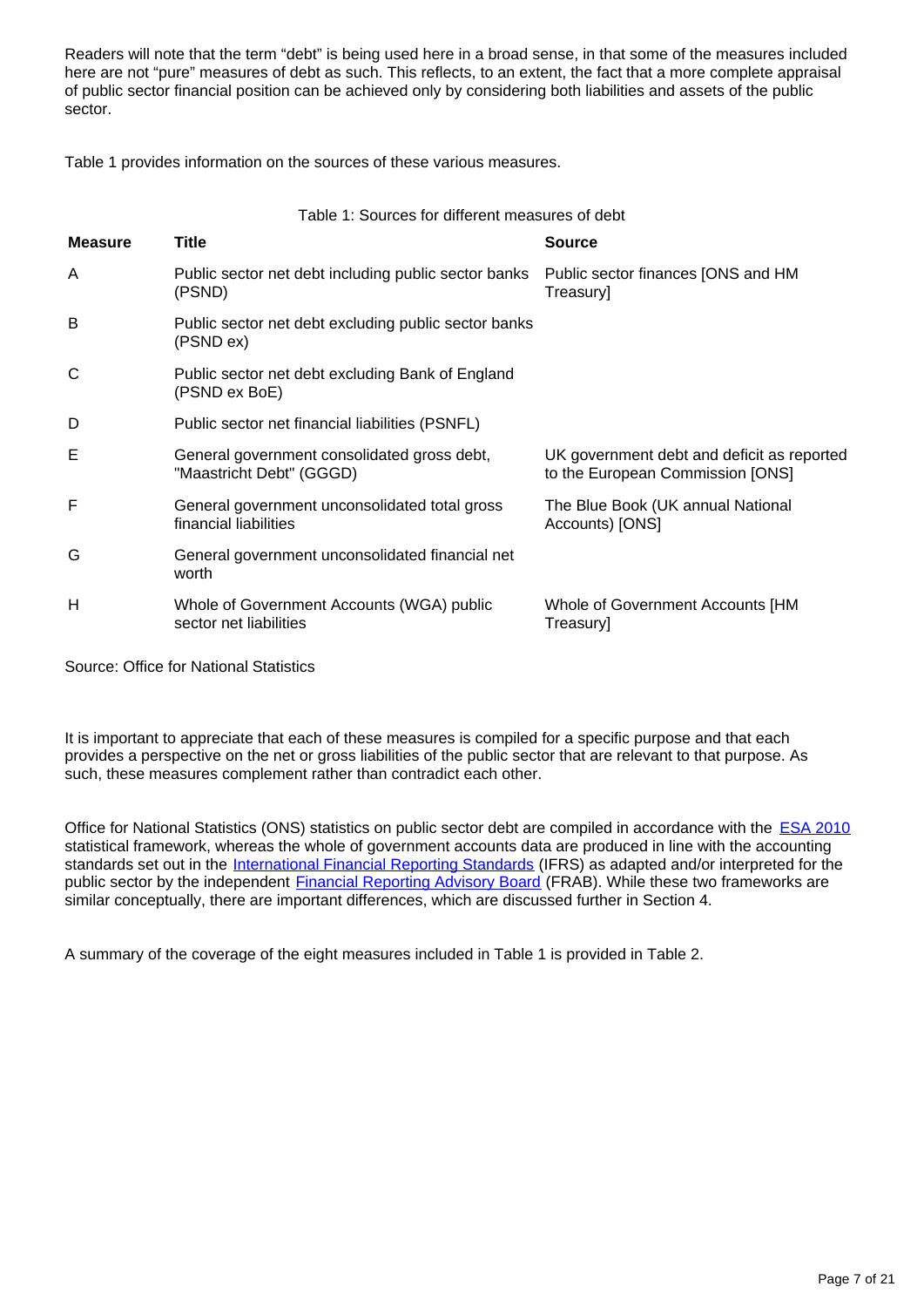Readers will note that the term "debt" is being used here in a broad sense, in that some of the measures included here are not "pure" measures of debt as such. This reflects, to an extent, the fact that a more complete appraisal of public sector financial position can be achieved only by considering both liabilities and assets of the public sector.

Table 1 provides information on the sources of these various measures.

Table 1: Sources for different measures of debt

| Measure | Title | Source |
|---|---|---|
| A | Public sector net debt including public sector banks (PSND) | Public sector finances [ONS and HM Treasury] |
| B | Public sector net debt excluding public sector banks (PSND ex) | |
| C | Public sector net debt excluding Bank of England (PSND ex BoE) | |
| D | Public sector net financial liabilities (PSNFL) | |
| E | General government consolidated gross debt, "Maastricht Debt" (GGGD) | UK government debt and deficit as reported to the European Commission [ONS] |
| F | General government unconsolidated total gross financial liabilities | The Blue Book (UK annual National Accounts) [ONS] |
| G | General government unconsolidated financial net worth | |
| H | Whole of Government Accounts (WGA) public sector net liabilities | Whole of Government Accounts [HM Treasury] |

Source: Office for National Statistics

It is important to appreciate that each of these measures is compiled for a specific purpose and that each provides a perspective on the net or gross liabilities of the public sector that are relevant to that purpose. As such, these measures complement rather than contradict each other.

Office for National Statistics (ONS) statistics on public sector debt are compiled in accordance with the ESA 2010 statistical framework, whereas the whole of government accounts data are produced in line with the accounting standards set out in the International Financial Reporting Standards (IFRS) as adapted and/or interpreted for the public sector by the independent Financial Reporting Advisory Board (FRAB). While these two frameworks are similar conceptually, there are important differences, which are discussed further in Section 4.

A summary of the coverage of the eight measures included in Table 1 is provided in Table 2.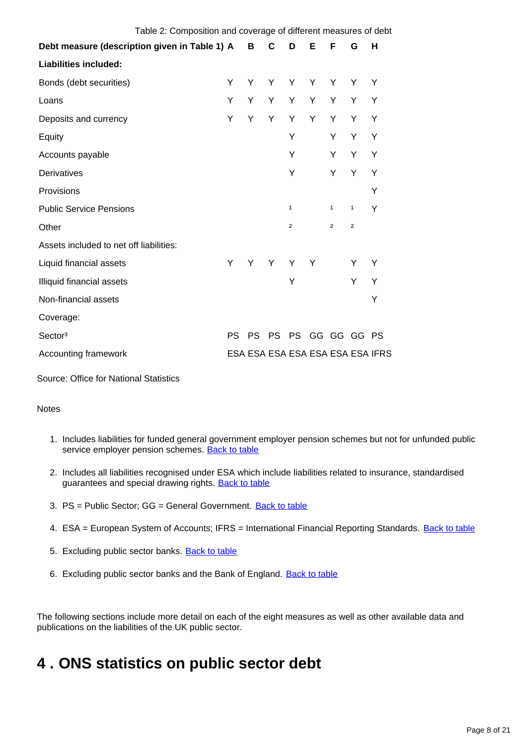Table 2: Composition and coverage of different measures of debt

| Debt measure (description given in Table 1) | A | B | C | D | E | F | G | H |
|---|---|---|---|---|---|---|---|---|
| **Liabilities included:** | | | | | | | | |
| Bonds (debt securities) | Y | Y | Y | Y | Y | Y | Y | Y |
| Loans | Y | Y | Y | Y | Y | Y | Y | Y |
| Deposits and currency | Y | Y | Y | Y | Y | Y | Y | Y |
| Equity | | | | Y | | Y | Y | Y |
| Accounts payable | | | | Y | | Y | Y | Y |
| Derivatives | | | | Y | | Y | Y | Y |
| Provisions | | | | | | | | Y |
| Public Service Pensions | | | | [1] | | [1] | [1] | Y |
| Other | | | | [2] | | [2] | [2] | |
| Assets included to net off liabilities: | | | | | | | | |
| Liquid financial assets | Y | Y | Y | Y | Y | | Y | Y |
| Illiquid financial assets | | | | Y | | | Y | Y |
| Non-financial assets | | | | | | | | Y |
| Coverage: | | | | | | | | |
| Sector[3] | PS | PS | PS | PS | GG | GG | GG | PS |
| Accounting framework | ESA | ESA | ESA | ESA | ESA | ESA | ESA | IFRS |

Source: Office for National Statistics

Notes

1. Includes liabilities for funded general government employer pension schemes but not for unfunded public service employer pension schemes. Back to table
2. Includes all liabilities recognised under ESA which include liabilities related to insurance, standardised guarantees and special drawing rights. Back to table
3. PS = Public Sector; GG = General Government. Back to table
4. ESA = European System of Accounts; IFRS = International Financial Reporting Standards. Back to table
5. Excluding public sector banks. Back to table
6. Excluding public sector banks and the Bank of England. Back to table

The following sections include more detail on each of the eight measures as well as other available data and publications on the liabilities of the UK public sector.

# 4 . ONS statistics on public sector debt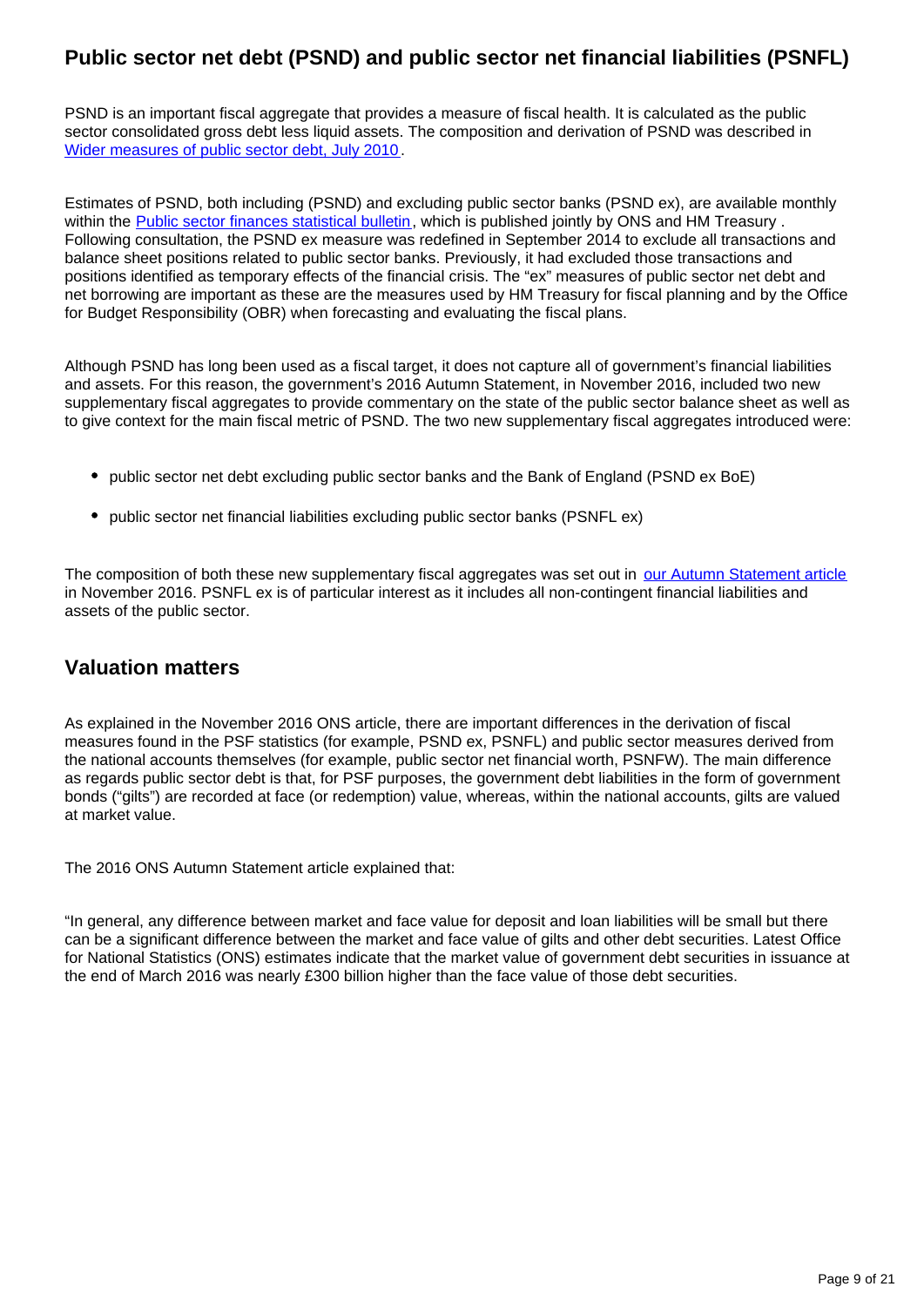## Public sector net debt (PSND) and public sector net financial liabilities (PSNFL)

PSND is an important fiscal aggregate that provides a measure of fiscal health. It is calculated as the public sector consolidated gross debt less liquid assets. The composition and derivation of PSND was described in [Wider measures of public sector debt, July 2010](#).

Estimates of PSND, both including (PSND) and excluding public sector banks (PSND ex), are available monthly within the [Public sector finances statistical bulletin](#), which is published jointly by ONS and HM Treasury . Following consultation, the PSND ex measure was redefined in September 2014 to exclude all transactions and balance sheet positions related to public sector banks. Previously, it had excluded those transactions and positions identified as temporary effects of the financial crisis. The "ex" measures of public sector net debt and net borrowing are important as these are the measures used by HM Treasury for fiscal planning and by the Office for Budget Responsibility (OBR) when forecasting and evaluating the fiscal plans.

Although PSND has long been used as a fiscal target, it does not capture all of government's financial liabilities and assets. For this reason, the government's 2016 Autumn Statement, in November 2016, included two new supplementary fiscal aggregates to provide commentary on the state of the public sector balance sheet as well as to give context for the main fiscal metric of PSND. The two new supplementary fiscal aggregates introduced were:

- public sector net debt excluding public sector banks and the Bank of England (PSND ex BoE)
- public sector net financial liabilities excluding public sector banks (PSNFL ex)

The composition of both these new supplementary fiscal aggregates was set out in [our Autumn Statement article](#) in November 2016. PSNFL ex is of particular interest as it includes all non-contingent financial liabilities and assets of the public sector.

## Valuation matters

As explained in the November 2016 ONS article, there are important differences in the derivation of fiscal measures found in the PSF statistics (for example, PSND ex, PSNFL) and public sector measures derived from the national accounts themselves (for example, public sector net financial worth, PSNFW). The main difference as regards public sector debt is that, for PSF purposes, the government debt liabilities in the form of government bonds ("gilts") are recorded at face (or redemption) value, whereas, within the national accounts, gilts are valued at market value.

The 2016 ONS Autumn Statement article explained that:

"In general, any difference between market and face value for deposit and loan liabilities will be small but there can be a significant difference between the market and face value of gilts and other debt securities. Latest Office for National Statistics (ONS) estimates indicate that the market value of government debt securities in issuance at the end of March 2016 was nearly £300 billion higher than the face value of those debt securities.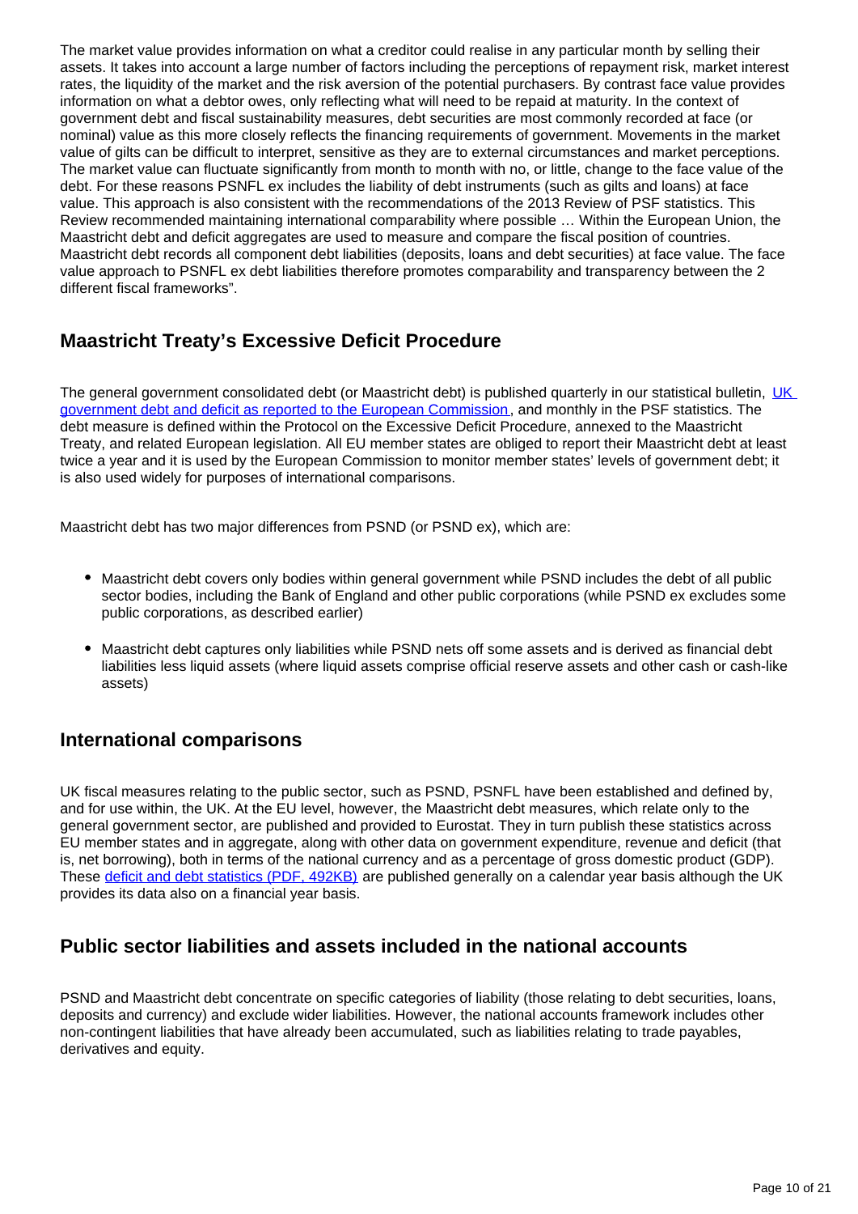The market value provides information on what a creditor could realise in any particular month by selling their assets. It takes into account a large number of factors including the perceptions of repayment risk, market interest rates, the liquidity of the market and the risk aversion of the potential purchasers. By contrast face value provides information on what a debtor owes, only reflecting what will need to be repaid at maturity. In the context of government debt and fiscal sustainability measures, debt securities are most commonly recorded at face (or nominal) value as this more closely reflects the financing requirements of government. Movements in the market value of gilts can be difficult to interpret, sensitive as they are to external circumstances and market perceptions. The market value can fluctuate significantly from month to month with no, or little, change to the face value of the debt. For these reasons PSNFL ex includes the liability of debt instruments (such as gilts and loans) at face value. This approach is also consistent with the recommendations of the 2013 Review of PSF statistics. This Review recommended maintaining international comparability where possible … Within the European Union, the Maastricht debt and deficit aggregates are used to measure and compare the fiscal position of countries. Maastricht debt records all component debt liabilities (deposits, loans and debt securities) at face value. The face value approach to PSNFL ex debt liabilities therefore promotes comparability and transparency between the 2 different fiscal frameworks".

## Maastricht Treaty's Excessive Deficit Procedure

The general government consolidated debt (or Maastricht debt) is published quarterly in our statistical bulletin, [UK government debt and deficit as reported to the European Commission](), and monthly in the PSF statistics. The debt measure is defined within the Protocol on the Excessive Deficit Procedure, annexed to the Maastricht Treaty, and related European legislation. All EU member states are obliged to report their Maastricht debt at least twice a year and it is used by the European Commission to monitor member states' levels of government debt; it is also used widely for purposes of international comparisons.

Maastricht debt has two major differences from PSND (or PSND ex), which are:

- Maastricht debt covers only bodies within general government while PSND includes the debt of all public sector bodies, including the Bank of England and other public corporations (while PSND ex excludes some public corporations, as described earlier)
- Maastricht debt captures only liabilities while PSND nets off some assets and is derived as financial debt liabilities less liquid assets (where liquid assets comprise official reserve assets and other cash or cash-like assets)

## International comparisons

UK fiscal measures relating to the public sector, such as PSND, PSNFL have been established and defined by, and for use within, the UK. At the EU level, however, the Maastricht debt measures, which relate only to the general government sector, are published and provided to Eurostat. They in turn publish these statistics across EU member states and in aggregate, along with other data on government expenditure, revenue and deficit (that is, net borrowing), both in terms of the national currency and as a percentage of gross domestic product (GDP). These [deficit and debt statistics (PDF, 492KB)]() are published generally on a calendar year basis although the UK provides its data also on a financial year basis.

## Public sector liabilities and assets included in the national accounts

PSND and Maastricht debt concentrate on specific categories of liability (those relating to debt securities, loans, deposits and currency) and exclude wider liabilities. However, the national accounts framework includes other non-contingent liabilities that have already been accumulated, such as liabilities relating to trade payables, derivatives and equity.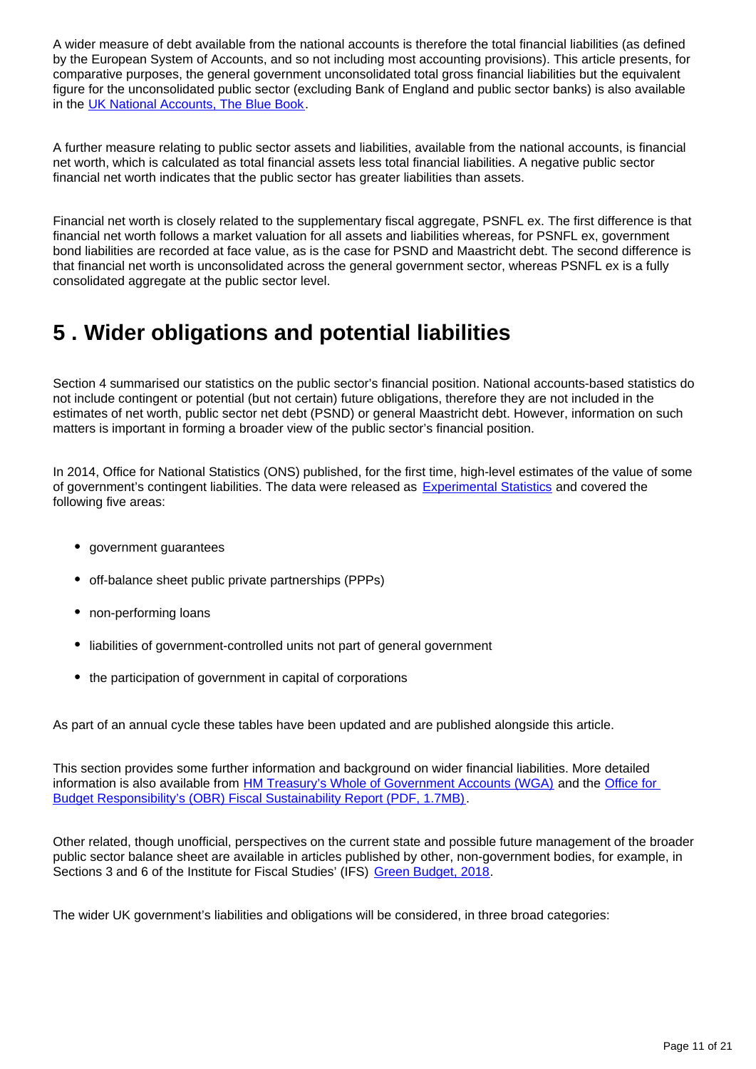A wider measure of debt available from the national accounts is therefore the total financial liabilities (as defined by the European System of Accounts, and so not including most accounting provisions). This article presents, for comparative purposes, the general government unconsolidated total gross financial liabilities but the equivalent figure for the unconsolidated public sector (excluding Bank of England and public sector banks) is also available in the UK National Accounts, The Blue Book.

A further measure relating to public sector assets and liabilities, available from the national accounts, is financial net worth, which is calculated as total financial assets less total financial liabilities. A negative public sector financial net worth indicates that the public sector has greater liabilities than assets.

Financial net worth is closely related to the supplementary fiscal aggregate, PSNFL ex. The first difference is that financial net worth follows a market valuation for all assets and liabilities whereas, for PSNFL ex, government bond liabilities are recorded at face value, as is the case for PSND and Maastricht debt. The second difference is that financial net worth is unconsolidated across the general government sector, whereas PSNFL ex is a fully consolidated aggregate at the public sector level.

## 5 . Wider obligations and potential liabilities

Section 4 summarised our statistics on the public sector's financial position. National accounts-based statistics do not include contingent or potential (but not certain) future obligations, therefore they are not included in the estimates of net worth, public sector net debt (PSND) or general Maastricht debt. However, information on such matters is important in forming a broader view of the public sector's financial position.

In 2014, Office for National Statistics (ONS) published, for the first time, high-level estimates of the value of some of government's contingent liabilities. The data were released as Experimental Statistics and covered the following five areas:

- government guarantees
- off-balance sheet public private partnerships (PPPs)
- non-performing loans
- liabilities of government-controlled units not part of general government
- the participation of government in capital of corporations

As part of an annual cycle these tables have been updated and are published alongside this article.

This section provides some further information and background on wider financial liabilities. More detailed information is also available from HM Treasury's Whole of Government Accounts (WGA) and the Office for Budget Responsibility's (OBR) Fiscal Sustainability Report (PDF, 1.7MB).

Other related, though unofficial, perspectives on the current state and possible future management of the broader public sector balance sheet are available in articles published by other, non-government bodies, for example, in Sections 3 and 6 of the Institute for Fiscal Studies' (IFS) Green Budget, 2018.

The wider UK government's liabilities and obligations will be considered, in three broad categories: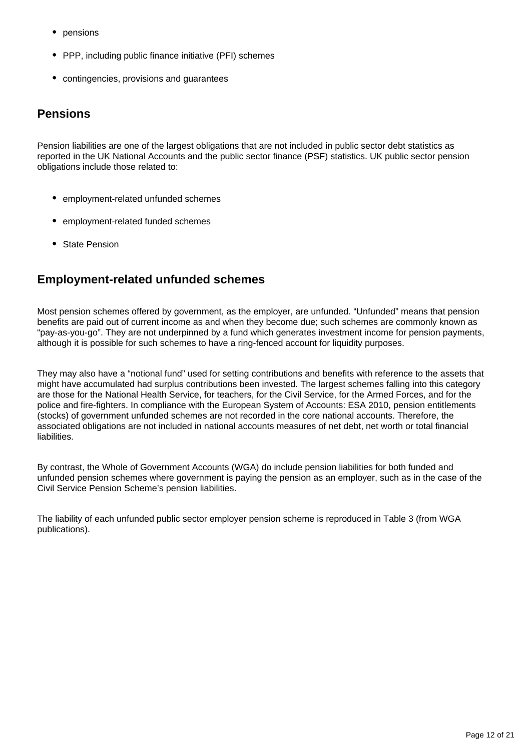- pensions
- PPP, including public finance initiative (PFI) schemes
- contingencies, provisions and guarantees

## Pensions

Pension liabilities are one of the largest obligations that are not included in public sector debt statistics as reported in the UK National Accounts and the public sector finance (PSF) statistics. UK public sector pension obligations include those related to:

- employment-related unfunded schemes
- employment-related funded schemes
- State Pension

## Employment-related unfunded schemes

Most pension schemes offered by government, as the employer, are unfunded. “Unfunded” means that pension benefits are paid out of current income as and when they become due; such schemes are commonly known as “pay-as-you-go”. They are not underpinned by a fund which generates investment income for pension payments, although it is possible for such schemes to have a ring-fenced account for liquidity purposes.

They may also have a “notional fund” used for setting contributions and benefits with reference to the assets that might have accumulated had surplus contributions been invested. The largest schemes falling into this category are those for the National Health Service, for teachers, for the Civil Service, for the Armed Forces, and for the police and fire-fighters. In compliance with the European System of Accounts: ESA 2010, pension entitlements (stocks) of government unfunded schemes are not recorded in the core national accounts. Therefore, the associated obligations are not included in national accounts measures of net debt, net worth or total financial liabilities.

By contrast, the Whole of Government Accounts (WGA) do include pension liabilities for both funded and unfunded pension schemes where government is paying the pension as an employer, such as in the case of the Civil Service Pension Scheme’s pension liabilities.

The liability of each unfunded public sector employer pension scheme is reproduced in Table 3 (from WGA publications).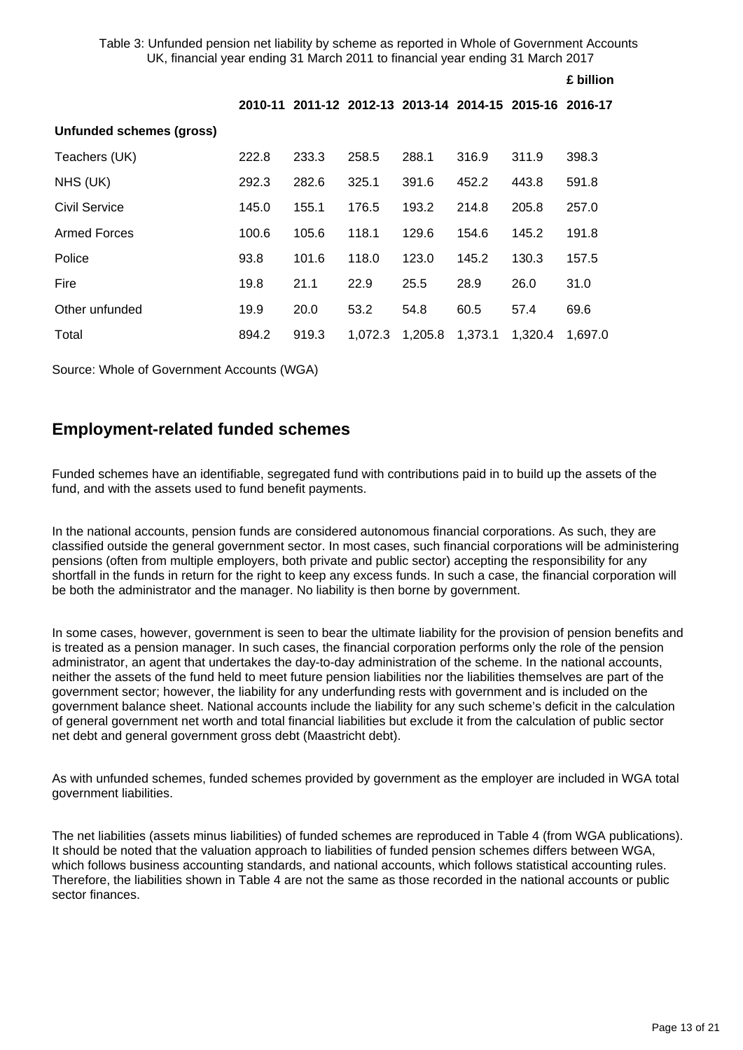Table 3: Unfunded pension net liability by scheme as reported in Whole of Government Accounts UK, financial year ending 31 March 2011 to financial year ending 31 March 2017

£ billion

| | 2010-11 | 2011-12 | 2012-13 | 2013-14 | 2014-15 | 2015-16 | 2016-17 |
|---|---|---|---|---|---|---|---|
| **Unfunded schemes (gross)** | | | | | | | |
| Teachers (UK) | 222.8 | 233.3 | 258.5 | 288.1 | 316.9 | 311.9 | 398.3 |
| NHS (UK) | 292.3 | 282.6 | 325.1 | 391.6 | 452.2 | 443.8 | 591.8 |
| Civil Service | 145.0 | 155.1 | 176.5 | 193.2 | 214.8 | 205.8 | 257.0 |
| Armed Forces | 100.6 | 105.6 | 118.1 | 129.6 | 154.6 | 145.2 | 191.8 |
| Police | 93.8 | 101.6 | 118.0 | 123.0 | 145.2 | 130.3 | 157.5 |
| Fire | 19.8 | 21.1 | 22.9 | 25.5 | 28.9 | 26.0 | 31.0 |
| Other unfunded | 19.9 | 20.0 | 53.2 | 54.8 | 60.5 | 57.4 | 69.6 |
| Total | 894.2 | 919.3 | 1,072.3 | 1,205.8 | 1,373.1 | 1,320.4 | 1,697.0 |

Source: Whole of Government Accounts (WGA)

## Employment-related funded schemes

Funded schemes have an identifiable, segregated fund with contributions paid in to build up the assets of the fund, and with the assets used to fund benefit payments.

In the national accounts, pension funds are considered autonomous financial corporations. As such, they are classified outside the general government sector. In most cases, such financial corporations will be administering pensions (often from multiple employers, both private and public sector) accepting the responsibility for any shortfall in the funds in return for the right to keep any excess funds. In such a case, the financial corporation will be both the administrator and the manager. No liability is then borne by government.

In some cases, however, government is seen to bear the ultimate liability for the provision of pension benefits and is treated as a pension manager. In such cases, the financial corporation performs only the role of the pension administrator, an agent that undertakes the day-to-day administration of the scheme. In the national accounts, neither the assets of the fund held to meet future pension liabilities nor the liabilities themselves are part of the government sector; however, the liability for any underfunding rests with government and is included on the government balance sheet. National accounts include the liability for any such scheme's deficit in the calculation of general government net worth and total financial liabilities but exclude it from the calculation of public sector net debt and general government gross debt (Maastricht debt).

As with unfunded schemes, funded schemes provided by government as the employer are included in WGA total government liabilities.

The net liabilities (assets minus liabilities) of funded schemes are reproduced in Table 4 (from WGA publications). It should be noted that the valuation approach to liabilities of funded pension schemes differs between WGA, which follows business accounting standards, and national accounts, which follows statistical accounting rules. Therefore, the liabilities shown in Table 4 are not the same as those recorded in the national accounts or public sector finances.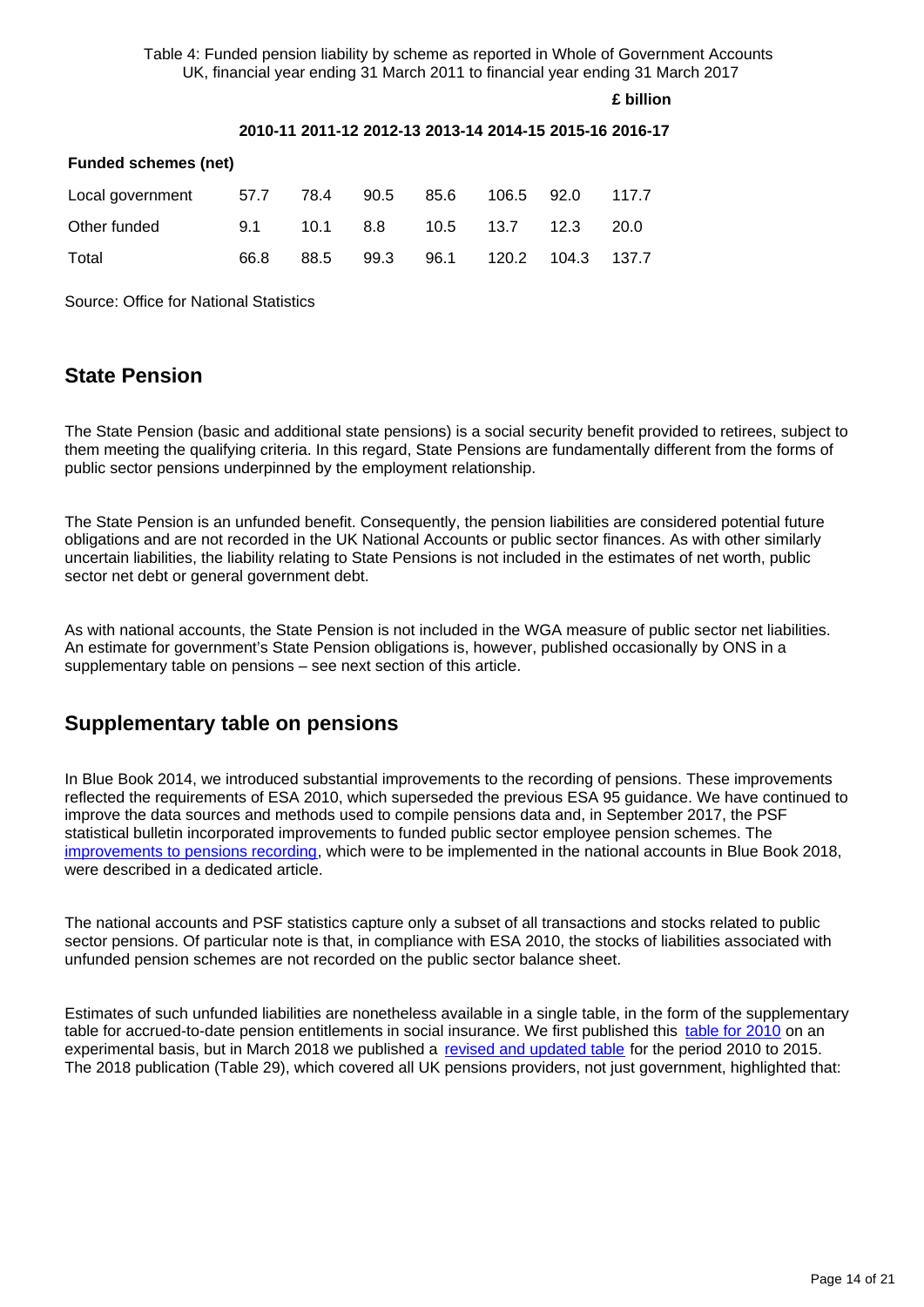Table 4: Funded pension liability by scheme as reported in Whole of Government Accounts UK, financial year ending 31 March 2011 to financial year ending 31 March 2017

£ billion

| | 2010-11 | 2011-12 | 2012-13 | 2013-14 | 2014-15 | 2015-16 | 2016-17 |
|---|---|---|---|---|---|---|---|
| **Funded schemes (net)** | | | | | | | |
| Local government | 57.7 | 78.4 | 90.5 | 85.6 | 106.5 | 92.0 | 117.7 |
| Other funded | 9.1 | 10.1 | 8.8 | 10.5 | 13.7 | 12.3 | 20.0 |
| Total | 66.8 | 88.5 | 99.3 | 96.1 | 120.2 | 104.3 | 137.7 |

Source: Office for National Statistics

## State Pension

The State Pension (basic and additional state pensions) is a social security benefit provided to retirees, subject to them meeting the qualifying criteria. In this regard, State Pensions are fundamentally different from the forms of public sector pensions underpinned by the employment relationship.

The State Pension is an unfunded benefit. Consequently, the pension liabilities are considered potential future obligations and are not recorded in the UK National Accounts or public sector finances. As with other similarly uncertain liabilities, the liability relating to State Pensions is not included in the estimates of net worth, public sector net debt or general government debt.

As with national accounts, the State Pension is not included in the WGA measure of public sector net liabilities. An estimate for government's State Pension obligations is, however, published occasionally by ONS in a supplementary table on pensions – see next section of this article.

## Supplementary table on pensions

In Blue Book 2014, we introduced substantial improvements to the recording of pensions. These improvements reflected the requirements of ESA 2010, which superseded the previous ESA 95 guidance. We have continued to improve the data sources and methods used to compile pensions data and, in September 2017, the PSF statistical bulletin incorporated improvements to funded public sector employee pension schemes. The improvements to pensions recording, which were to be implemented in the national accounts in Blue Book 2018, were described in a dedicated article.

The national accounts and PSF statistics capture only a subset of all transactions and stocks related to public sector pensions. Of particular note is that, in compliance with ESA 2010, the stocks of liabilities associated with unfunded pension schemes are not recorded on the public sector balance sheet.

Estimates of such unfunded liabilities are nonetheless available in a single table, in the form of the supplementary table for accrued-to-date pension entitlements in social insurance. We first published this table for 2010 on an experimental basis, but in March 2018 we published a revised and updated table for the period 2010 to 2015. The 2018 publication (Table 29), which covered all UK pensions providers, not just government, highlighted that: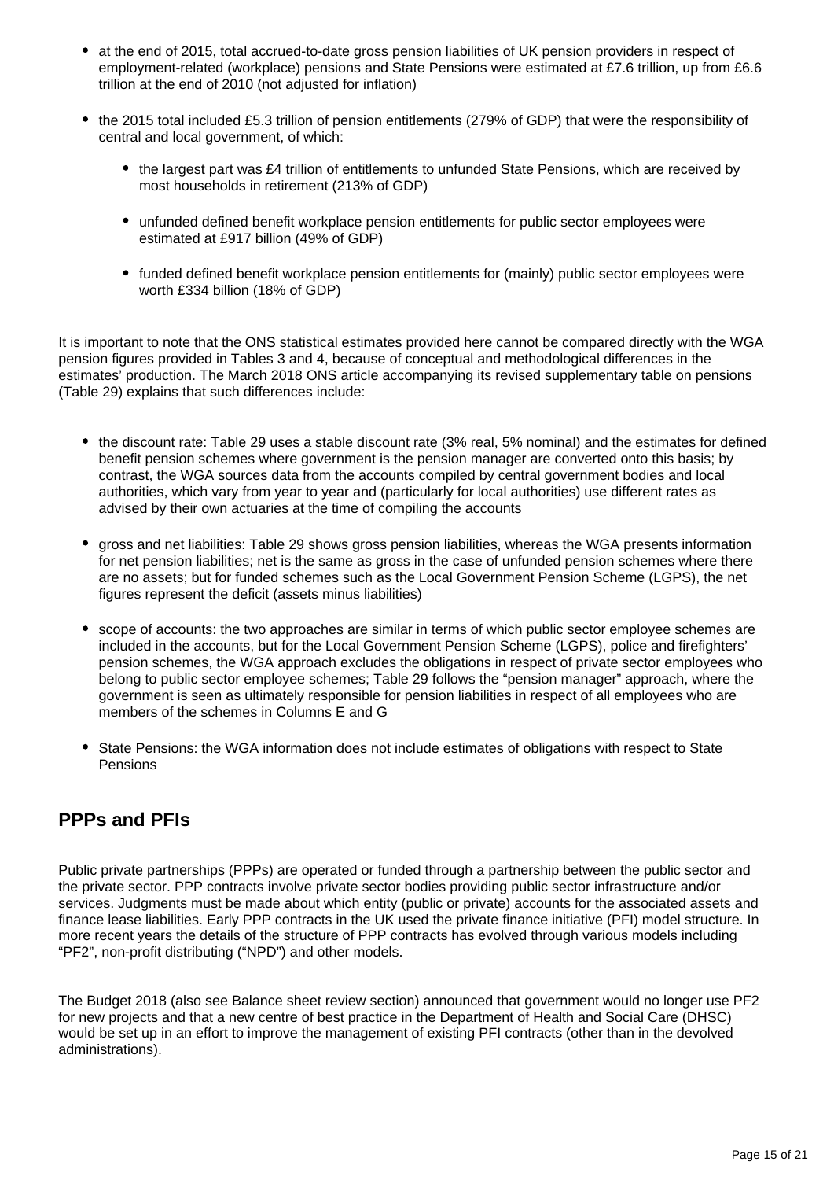- at the end of 2015, total accrued-to-date gross pension liabilities of UK pension providers in respect of employment-related (workplace) pensions and State Pensions were estimated at £7.6 trillion, up from £6.6 trillion at the end of 2010 (not adjusted for inflation)
- the 2015 total included £5.3 trillion of pension entitlements (279% of GDP) that were the responsibility of central and local government, of which:
  - the largest part was £4 trillion of entitlements to unfunded State Pensions, which are received by most households in retirement (213% of GDP)
  - unfunded defined benefit workplace pension entitlements for public sector employees were estimated at £917 billion (49% of GDP)
  - funded defined benefit workplace pension entitlements for (mainly) public sector employees were worth £334 billion (18% of GDP)

It is important to note that the ONS statistical estimates provided here cannot be compared directly with the WGA pension figures provided in Tables 3 and 4, because of conceptual and methodological differences in the estimates' production. The March 2018 ONS article accompanying its revised supplementary table on pensions (Table 29) explains that such differences include:

- the discount rate: Table 29 uses a stable discount rate (3% real, 5% nominal) and the estimates for defined benefit pension schemes where government is the pension manager are converted onto this basis; by contrast, the WGA sources data from the accounts compiled by central government bodies and local authorities, which vary from year to year and (particularly for local authorities) use different rates as advised by their own actuaries at the time of compiling the accounts
- gross and net liabilities: Table 29 shows gross pension liabilities, whereas the WGA presents information for net pension liabilities; net is the same as gross in the case of unfunded pension schemes where there are no assets; but for funded schemes such as the Local Government Pension Scheme (LGPS), the net figures represent the deficit (assets minus liabilities)
- scope of accounts: the two approaches are similar in terms of which public sector employee schemes are included in the accounts, but for the Local Government Pension Scheme (LGPS), police and firefighters' pension schemes, the WGA approach excludes the obligations in respect of private sector employees who belong to public sector employee schemes; Table 29 follows the "pension manager" approach, where the government is seen as ultimately responsible for pension liabilities in respect of all employees who are members of the schemes in Columns E and G
- State Pensions: the WGA information does not include estimates of obligations with respect to State Pensions

## PPPs and PFIs

Public private partnerships (PPPs) are operated or funded through a partnership between the public sector and the private sector. PPP contracts involve private sector bodies providing public sector infrastructure and/or services. Judgments must be made about which entity (public or private) accounts for the associated assets and finance lease liabilities. Early PPP contracts in the UK used the private finance initiative (PFI) model structure. In more recent years the details of the structure of PPP contracts has evolved through various models including "PF2", non-profit distributing ("NPD") and other models.

The Budget 2018 (also see Balance sheet review section) announced that government would no longer use PF2 for new projects and that a new centre of best practice in the Department of Health and Social Care (DHSC) would be set up in an effort to improve the management of existing PFI contracts (other than in the devolved administrations).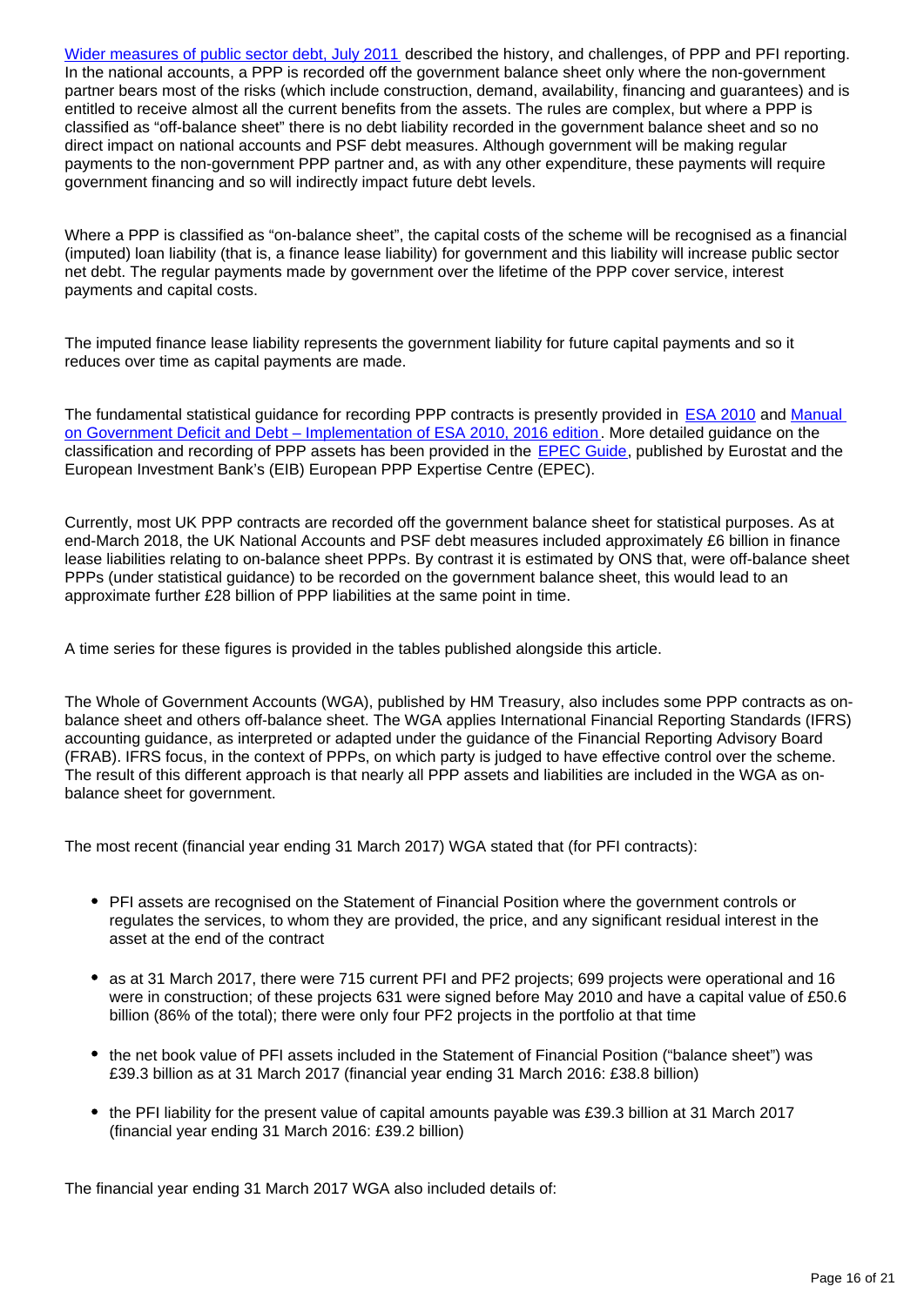Wider measures of public sector debt, July 2011 described the history, and challenges, of PPP and PFI reporting. In the national accounts, a PPP is recorded off the government balance sheet only where the non-government partner bears most of the risks (which include construction, demand, availability, financing and guarantees) and is entitled to receive almost all the current benefits from the assets. The rules are complex, but where a PPP is classified as "off-balance sheet" there is no debt liability recorded in the government balance sheet and so no direct impact on national accounts and PSF debt measures. Although government will be making regular payments to the non-government PPP partner and, as with any other expenditure, these payments will require government financing and so will indirectly impact future debt levels.

Where a PPP is classified as "on-balance sheet", the capital costs of the scheme will be recognised as a financial (imputed) loan liability (that is, a finance lease liability) for government and this liability will increase public sector net debt. The regular payments made by government over the lifetime of the PPP cover service, interest payments and capital costs.

The imputed finance lease liability represents the government liability for future capital payments and so it reduces over time as capital payments are made.

The fundamental statistical guidance for recording PPP contracts is presently provided in ESA 2010 and Manual on Government Deficit and Debt – Implementation of ESA 2010, 2016 edition. More detailed guidance on the classification and recording of PPP assets has been provided in the EPEC Guide, published by Eurostat and the European Investment Bank's (EIB) European PPP Expertise Centre (EPEC).

Currently, most UK PPP contracts are recorded off the government balance sheet for statistical purposes. As at end-March 2018, the UK National Accounts and PSF debt measures included approximately £6 billion in finance lease liabilities relating to on-balance sheet PPPs. By contrast it is estimated by ONS that, were off-balance sheet PPPs (under statistical guidance) to be recorded on the government balance sheet, this would lead to an approximate further £28 billion of PPP liabilities at the same point in time.

A time series for these figures is provided in the tables published alongside this article.

The Whole of Government Accounts (WGA), published by HM Treasury, also includes some PPP contracts as on-balance sheet and others off-balance sheet. The WGA applies International Financial Reporting Standards (IFRS) accounting guidance, as interpreted or adapted under the guidance of the Financial Reporting Advisory Board (FRAB). IFRS focus, in the context of PPPs, on which party is judged to have effective control over the scheme. The result of this different approach is that nearly all PPP assets and liabilities are included in the WGA as on-balance sheet for government.

The most recent (financial year ending 31 March 2017) WGA stated that (for PFI contracts):

- PFI assets are recognised on the Statement of Financial Position where the government controls or regulates the services, to whom they are provided, the price, and any significant residual interest in the asset at the end of the contract
- as at 31 March 2017, there were 715 current PFI and PF2 projects; 699 projects were operational and 16 were in construction; of these projects 631 were signed before May 2010 and have a capital value of £50.6 billion (86% of the total); there were only four PF2 projects in the portfolio at that time
- the net book value of PFI assets included in the Statement of Financial Position ("balance sheet") was £39.3 billion as at 31 March 2017 (financial year ending 31 March 2016: £38.8 billion)
- the PFI liability for the present value of capital amounts payable was £39.3 billion at 31 March 2017 (financial year ending 31 March 2016: £39.2 billion)

The financial year ending 31 March 2017 WGA also included details of: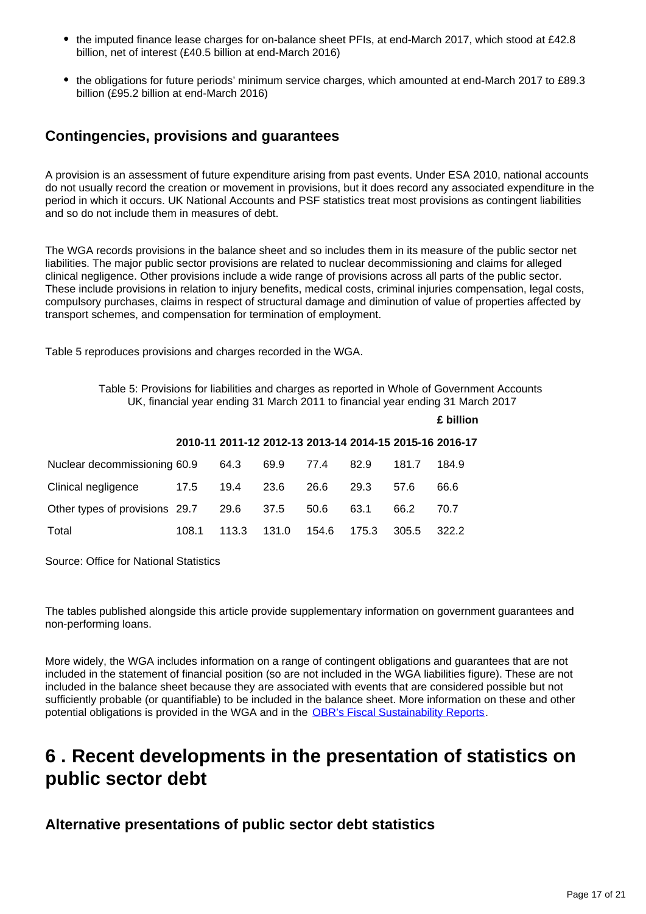- the imputed finance lease charges for on-balance sheet PFIs, at end-March 2017, which stood at £42.8 billion, net of interest (£40.5 billion at end-March 2016)
- the obligations for future periods' minimum service charges, which amounted at end-March 2017 to £89.3 billion (£95.2 billion at end-March 2016)

### Contingencies, provisions and guarantees

A provision is an assessment of future expenditure arising from past events. Under ESA 2010, national accounts do not usually record the creation or movement in provisions, but it does record any associated expenditure in the period in which it occurs. UK National Accounts and PSF statistics treat most provisions as contingent liabilities and so do not include them in measures of debt.

The WGA records provisions in the balance sheet and so includes them in its measure of the public sector net liabilities. The major public sector provisions are related to nuclear decommissioning and claims for alleged clinical negligence. Other provisions include a wide range of provisions across all parts of the public sector. These include provisions in relation to injury benefits, medical costs, criminal injuries compensation, legal costs, compulsory purchases, claims in respect of structural damage and diminution of value of properties affected by transport schemes, and compensation for termination of employment.

Table 5 reproduces provisions and charges recorded in the WGA.

Table 5: Provisions for liabilities and charges as reported in Whole of Government Accounts UK, financial year ending 31 March 2011 to financial year ending 31 March 2017

£ billion

| | 2010-11 | 2011-12 | 2012-13 | 2013-14 | 2014-15 | 2015-16 | 2016-17 |
|---|---|---|---|---|---|---|---|
| Nuclear decommissioning | 60.9 | 64.3 | 69.9 | 77.4 | 82.9 | 181.7 | 184.9 |
| Clinical negligence | 17.5 | 19.4 | 23.6 | 26.6 | 29.3 | 57.6 | 66.6 |
| Other types of provisions | 29.7 | 29.6 | 37.5 | 50.6 | 63.1 | 66.2 | 70.7 |
| Total | 108.1 | 113.3 | 131.0 | 154.6 | 175.3 | 305.5 | 322.2 |

Source: Office for National Statistics

The tables published alongside this article provide supplementary information on government guarantees and non-performing loans.

More widely, the WGA includes information on a range of contingent obligations and guarantees that are not included in the statement of financial position (so are not included in the WGA liabilities figure). These are not included in the balance sheet because they are associated with events that are considered possible but not sufficiently probable (or quantifiable) to be included in the balance sheet. More information on these and other potential obligations is provided in the WGA and in the OBR's Fiscal Sustainability Reports.

## 6 . Recent developments in the presentation of statistics on public sector debt

### Alternative presentations of public sector debt statistics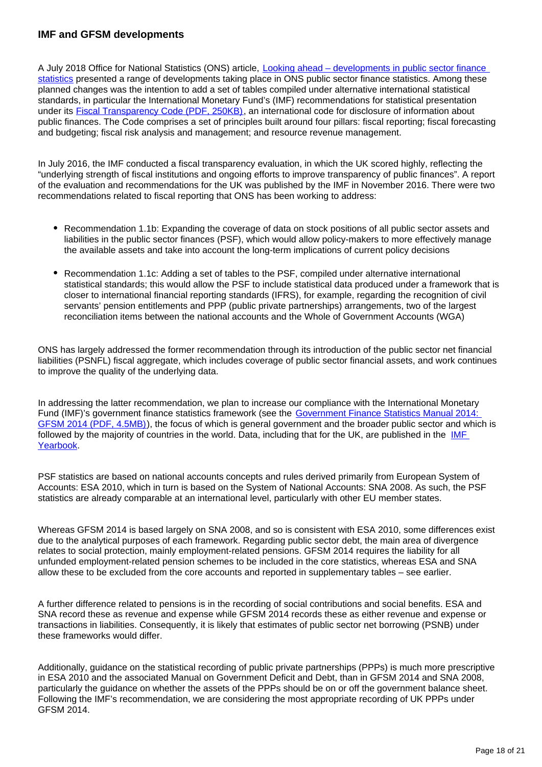## IMF and GFSM developments

A July 2018 Office for National Statistics (ONS) article, [Looking ahead – developments in public sector finance statistics]() presented a range of developments taking place in ONS public sector finance statistics. Among these planned changes was the intention to add a set of tables compiled under alternative international statistical standards, in particular the International Monetary Fund's (IMF) recommendations for statistical presentation under its [Fiscal Transparency Code (PDF, 250KB)](), an international code for disclosure of information about public finances. The Code comprises a set of principles built around four pillars: fiscal reporting; fiscal forecasting and budgeting; fiscal risk analysis and management; and resource revenue management.

In July 2016, the IMF conducted a fiscal transparency evaluation, in which the UK scored highly, reflecting the "underlying strength of fiscal institutions and ongoing efforts to improve transparency of public finances". A report of the evaluation and recommendations for the UK was published by the IMF in November 2016. There were two recommendations related to fiscal reporting that ONS has been working to address:

- Recommendation 1.1b: Expanding the coverage of data on stock positions of all public sector assets and liabilities in the public sector finances (PSF), which would allow policy-makers to more effectively manage the available assets and take into account the long-term implications of current policy decisions
- Recommendation 1.1c: Adding a set of tables to the PSF, compiled under alternative international statistical standards; this would allow the PSF to include statistical data produced under a framework that is closer to international financial reporting standards (IFRS), for example, regarding the recognition of civil servants' pension entitlements and PPP (public private partnerships) arrangements, two of the largest reconciliation items between the national accounts and the Whole of Government Accounts (WGA)

ONS has largely addressed the former recommendation through its introduction of the public sector net financial liabilities (PSNFL) fiscal aggregate, which includes coverage of public sector financial assets, and work continues to improve the quality of the underlying data.

In addressing the latter recommendation, we plan to increase our compliance with the International Monetary Fund (IMF)'s government finance statistics framework (see the [Government Finance Statistics Manual 2014: GFSM 2014 (PDF, 4.5MB)]()), the focus of which is general government and the broader public sector and which is followed by the majority of countries in the world. Data, including that for the UK, are published in the [IMF Yearbook]().

PSF statistics are based on national accounts concepts and rules derived primarily from European System of Accounts: ESA 2010, which in turn is based on the System of National Accounts: SNA 2008. As such, the PSF statistics are already comparable at an international level, particularly with other EU member states.

Whereas GFSM 2014 is based largely on SNA 2008, and so is consistent with ESA 2010, some differences exist due to the analytical purposes of each framework. Regarding public sector debt, the main area of divergence relates to social protection, mainly employment-related pensions. GFSM 2014 requires the liability for all unfunded employment-related pension schemes to be included in the core statistics, whereas ESA and SNA allow these to be excluded from the core accounts and reported in supplementary tables – see earlier.

A further difference related to pensions is in the recording of social contributions and social benefits. ESA and SNA record these as revenue and expense while GFSM 2014 records these as either revenue and expense or transactions in liabilities. Consequently, it is likely that estimates of public sector net borrowing (PSNB) under these frameworks would differ.

Additionally, guidance on the statistical recording of public private partnerships (PPPs) is much more prescriptive in ESA 2010 and the associated Manual on Government Deficit and Debt, than in GFSM 2014 and SNA 2008, particularly the guidance on whether the assets of the PPPs should be on or off the government balance sheet. Following the IMF's recommendation, we are considering the most appropriate recording of UK PPPs under GFSM 2014.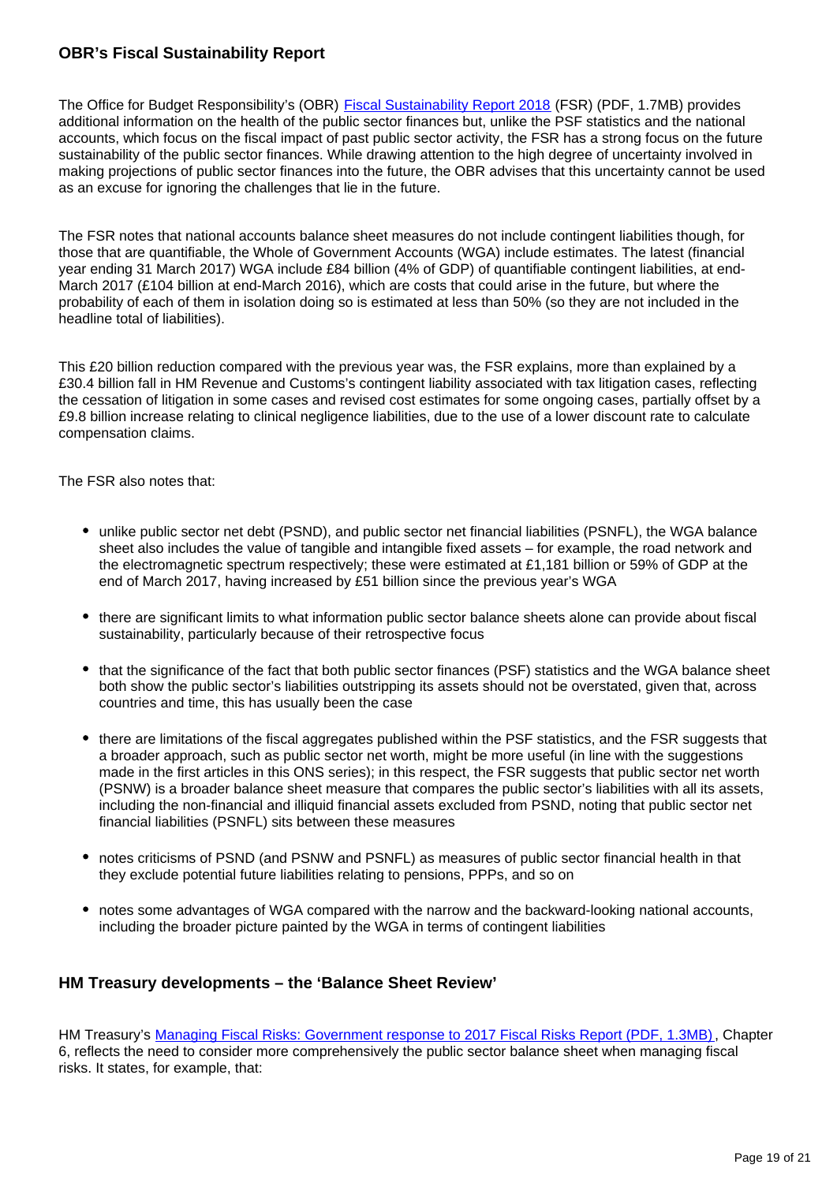### OBR's Fiscal Sustainability Report

The Office for Budget Responsibility's (OBR) [Fiscal Sustainability Report 2018](#) (FSR) (PDF, 1.7MB) provides additional information on the health of the public sector finances but, unlike the PSF statistics and the national accounts, which focus on the fiscal impact of past public sector activity, the FSR has a strong focus on the future sustainability of the public sector finances. While drawing attention to the high degree of uncertainty involved in making projections of public sector finances into the future, the OBR advises that this uncertainty cannot be used as an excuse for ignoring the challenges that lie in the future.

The FSR notes that national accounts balance sheet measures do not include contingent liabilities though, for those that are quantifiable, the Whole of Government Accounts (WGA) include estimates. The latest (financial year ending 31 March 2017) WGA include £84 billion (4% of GDP) of quantifiable contingent liabilities, at end-March 2017 (£104 billion at end-March 2016), which are costs that could arise in the future, but where the probability of each of them in isolation doing so is estimated at less than 50% (so they are not included in the headline total of liabilities).

This £20 billion reduction compared with the previous year was, the FSR explains, more than explained by a £30.4 billion fall in HM Revenue and Customs's contingent liability associated with tax litigation cases, reflecting the cessation of litigation in some cases and revised cost estimates for some ongoing cases, partially offset by a £9.8 billion increase relating to clinical negligence liabilities, due to the use of a lower discount rate to calculate compensation claims.

The FSR also notes that:

- unlike public sector net debt (PSND), and public sector net financial liabilities (PSNFL), the WGA balance sheet also includes the value of tangible and intangible fixed assets – for example, the road network and the electromagnetic spectrum respectively; these were estimated at £1,181 billion or 59% of GDP at the end of March 2017, having increased by £51 billion since the previous year's WGA
- there are significant limits to what information public sector balance sheets alone can provide about fiscal sustainability, particularly because of their retrospective focus
- that the significance of the fact that both public sector finances (PSF) statistics and the WGA balance sheet both show the public sector's liabilities outstripping its assets should not be overstated, given that, across countries and time, this has usually been the case
- there are limitations of the fiscal aggregates published within the PSF statistics, and the FSR suggests that a broader approach, such as public sector net worth, might be more useful (in line with the suggestions made in the first articles in this ONS series); in this respect, the FSR suggests that public sector net worth (PSNW) is a broader balance sheet measure that compares the public sector's liabilities with all its assets, including the non-financial and illiquid financial assets excluded from PSND, noting that public sector net financial liabilities (PSNFL) sits between these measures
- notes criticisms of PSND (and PSNW and PSNFL) as measures of public sector financial health in that they exclude potential future liabilities relating to pensions, PPPs, and so on
- notes some advantages of WGA compared with the narrow and the backward-looking national accounts, including the broader picture painted by the WGA in terms of contingent liabilities

### HM Treasury developments – the 'Balance Sheet Review'

HM Treasury's [Managing Fiscal Risks: Government response to 2017 Fiscal Risks Report (PDF, 1.3MB)](#), Chapter 6, reflects the need to consider more comprehensively the public sector balance sheet when managing fiscal risks. It states, for example, that: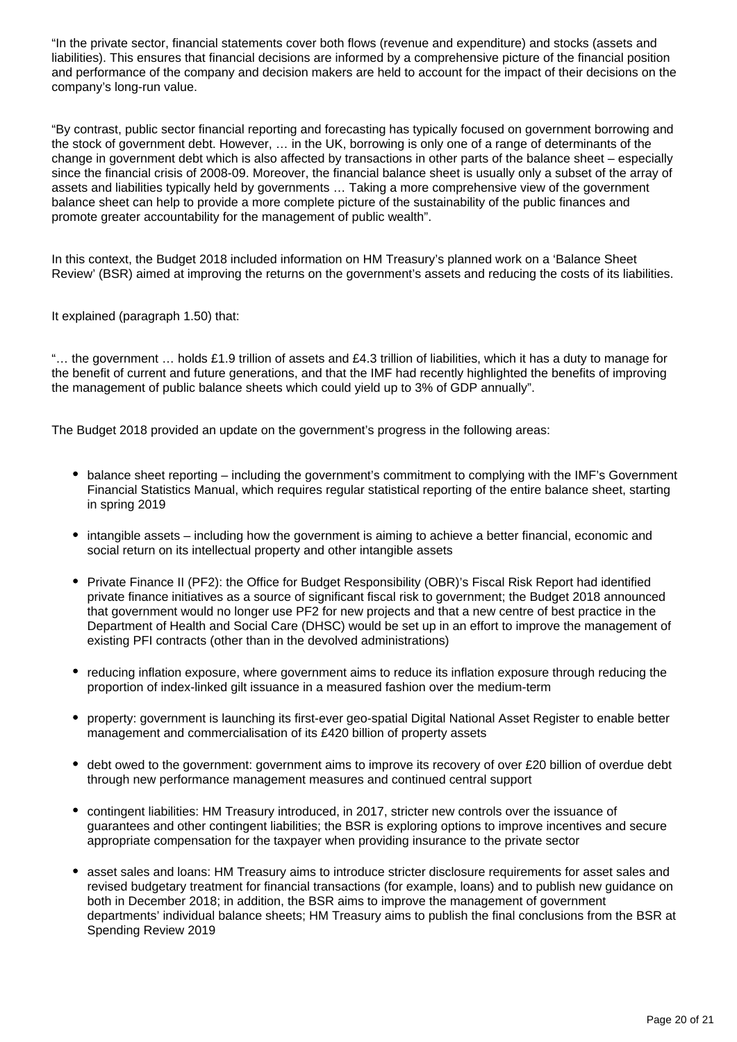"In the private sector, financial statements cover both flows (revenue and expenditure) and stocks (assets and liabilities). This ensures that financial decisions are informed by a comprehensive picture of the financial position and performance of the company and decision makers are held to account for the impact of their decisions on the company's long-run value.

"By contrast, public sector financial reporting and forecasting has typically focused on government borrowing and the stock of government debt. However, … in the UK, borrowing is only one of a range of determinants of the change in government debt which is also affected by transactions in other parts of the balance sheet – especially since the financial crisis of 2008-09. Moreover, the financial balance sheet is usually only a subset of the array of assets and liabilities typically held by governments … Taking a more comprehensive view of the government balance sheet can help to provide a more complete picture of the sustainability of the public finances and promote greater accountability for the management of public wealth".

In this context, the Budget 2018 included information on HM Treasury's planned work on a 'Balance Sheet Review' (BSR) aimed at improving the returns on the government's assets and reducing the costs of its liabilities.

It explained (paragraph 1.50) that:

"… the government … holds £1.9 trillion of assets and £4.3 trillion of liabilities, which it has a duty to manage for the benefit of current and future generations, and that the IMF had recently highlighted the benefits of improving the management of public balance sheets which could yield up to 3% of GDP annually".

The Budget 2018 provided an update on the government's progress in the following areas:

- balance sheet reporting – including the government's commitment to complying with the IMF's Government Financial Statistics Manual, which requires regular statistical reporting of the entire balance sheet, starting in spring 2019
- intangible assets – including how the government is aiming to achieve a better financial, economic and social return on its intellectual property and other intangible assets
- Private Finance II (PF2): the Office for Budget Responsibility (OBR)'s Fiscal Risk Report had identified private finance initiatives as a source of significant fiscal risk to government; the Budget 2018 announced that government would no longer use PF2 for new projects and that a new centre of best practice in the Department of Health and Social Care (DHSC) would be set up in an effort to improve the management of existing PFI contracts (other than in the devolved administrations)
- reducing inflation exposure, where government aims to reduce its inflation exposure through reducing the proportion of index-linked gilt issuance in a measured fashion over the medium-term
- property: government is launching its first-ever geo-spatial Digital National Asset Register to enable better management and commercialisation of its £420 billion of property assets
- debt owed to the government: government aims to improve its recovery of over £20 billion of overdue debt through new performance management measures and continued central support
- contingent liabilities: HM Treasury introduced, in 2017, stricter new controls over the issuance of guarantees and other contingent liabilities; the BSR is exploring options to improve incentives and secure appropriate compensation for the taxpayer when providing insurance to the private sector
- asset sales and loans: HM Treasury aims to introduce stricter disclosure requirements for asset sales and revised budgetary treatment for financial transactions (for example, loans) and to publish new guidance on both in December 2018; in addition, the BSR aims to improve the management of government departments' individual balance sheets; HM Treasury aims to publish the final conclusions from the BSR at Spending Review 2019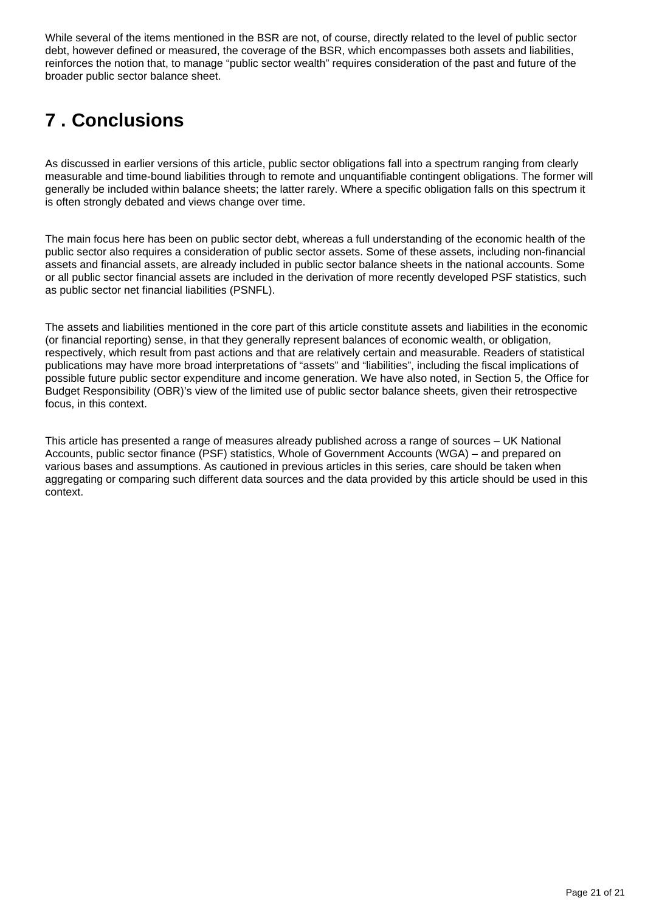While several of the items mentioned in the BSR are not, of course, directly related to the level of public sector debt, however defined or measured, the coverage of the BSR, which encompasses both assets and liabilities, reinforces the notion that, to manage “public sector wealth” requires consideration of the past and future of the broader public sector balance sheet.

# 7 . Conclusions

As discussed in earlier versions of this article, public sector obligations fall into a spectrum ranging from clearly measurable and time-bound liabilities through to remote and unquantifiable contingent obligations. The former will generally be included within balance sheets; the latter rarely. Where a specific obligation falls on this spectrum it is often strongly debated and views change over time.

The main focus here has been on public sector debt, whereas a full understanding of the economic health of the public sector also requires a consideration of public sector assets. Some of these assets, including non-financial assets and financial assets, are already included in public sector balance sheets in the national accounts. Some or all public sector financial assets are included in the derivation of more recently developed PSF statistics, such as public sector net financial liabilities (PSNFL).

The assets and liabilities mentioned in the core part of this article constitute assets and liabilities in the economic (or financial reporting) sense, in that they generally represent balances of economic wealth, or obligation, respectively, which result from past actions and that are relatively certain and measurable. Readers of statistical publications may have more broad interpretations of “assets” and “liabilities”, including the fiscal implications of possible future public sector expenditure and income generation. We have also noted, in Section 5, the Office for Budget Responsibility (OBR)’s view of the limited use of public sector balance sheets, given their retrospective focus, in this context.

This article has presented a range of measures already published across a range of sources – UK National Accounts, public sector finance (PSF) statistics, Whole of Government Accounts (WGA) – and prepared on various bases and assumptions. As cautioned in previous articles in this series, care should be taken when aggregating or comparing such different data sources and the data provided by this article should be used in this context.